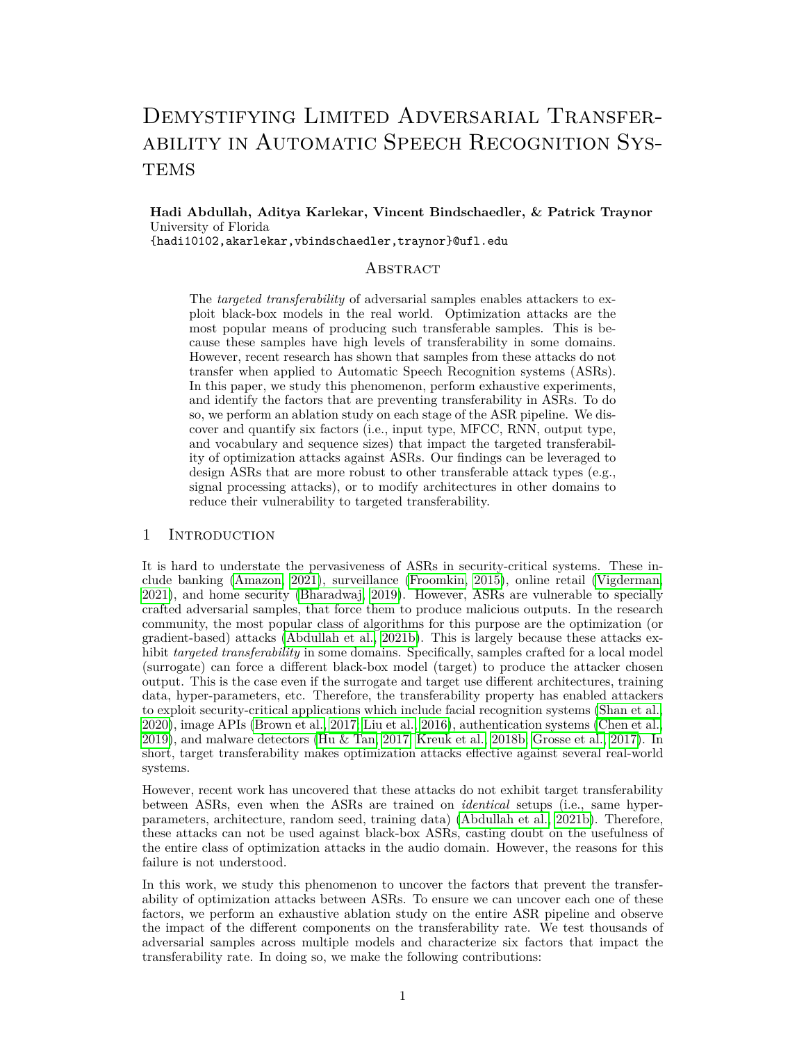# Demystifying Limited Adversarial Transferability in Automatic Speech Recognition Systems

**Hadi Abdullah, Aditya Karlekar, Vincent Bindschaedler, & Patrick Traynor**
University of Florida
{hadi10102,akarlekar,vbindschaedler,traynor}@ufl.edu

## Abstract

The *targeted transferability* of adversarial samples enables attackers to exploit black-box models in the real world. Optimization attacks are the most popular means of producing such transferable samples. This is because these samples have high levels of transferability in some domains. However, recent research has shown that samples from these attacks do not transfer when applied to Automatic Speech Recognition systems (ASRs). In this paper, we study this phenomenon, perform exhaustive experiments, and identify the factors that are preventing transferability in ASRs. To do so, we perform an ablation study on each stage of the ASR pipeline. We discover and quantify six factors (i.e., input type, MFCC, RNN, output type, and vocabulary and sequence sizes) that impact the targeted transferability of optimization attacks against ASRs. Our findings can be leveraged to design ASRs that are more robust to other transferable attack types (e.g., signal processing attacks), or to modify architectures in other domains to reduce their vulnerability to targeted transferability.

## 1 Introduction

It is hard to understate the pervasiveness of ASRs in security-critical systems. These include banking (Amazon, 2021), surveillance (Froomkin, 2015), online retail (Vigderman, 2021), and home security (Bharadwaj, 2019). However, ASRs are vulnerable to specially crafted adversarial samples, that force them to produce malicious outputs. In the research community, the most popular class of algorithms for this purpose are the optimization (or gradient-based) attacks (Abdullah et al., 2021b). This is largely because these attacks exhibit *targeted transferability* in some domains. Specifically, samples crafted for a local model (surrogate) can force a different black-box model (target) to produce the attacker chosen output. This is the case even if the surrogate and target use different architectures, training data, hyper-parameters, etc. Therefore, the transferability property has enabled attackers to exploit security-critical applications which include facial recognition systems (Shan et al., 2020), image APIs (Brown et al., 2017; Liu et al., 2016), authentication systems (Chen et al., 2019), and malware detectors (Hu & Tan, 2017; Kreuk et al., 2018b; Grosse et al., 2017). In short, target transferability makes optimization attacks effective against several real-world systems.

However, recent work has uncovered that these attacks do not exhibit target transferability between ASRs, even when the ASRs are trained on *identical* setups (i.e., same hyper-parameters, architecture, random seed, training data) (Abdullah et al., 2021b). Therefore, these attacks can not be used against black-box ASRs, casting doubt on the usefulness of the entire class of optimization attacks in the audio domain. However, the reasons for this failure is not understood.

In this work, we study this phenomenon to uncover the factors that prevent the transferability of optimization attacks between ASRs. To ensure we can uncover each one of these factors, we perform an exhaustive ablation study on the entire ASR pipeline and observe the impact of the different components on the transferability rate. We test thousands of adversarial samples across multiple models and characterize six factors that impact the transferability rate. In doing so, we make the following contributions: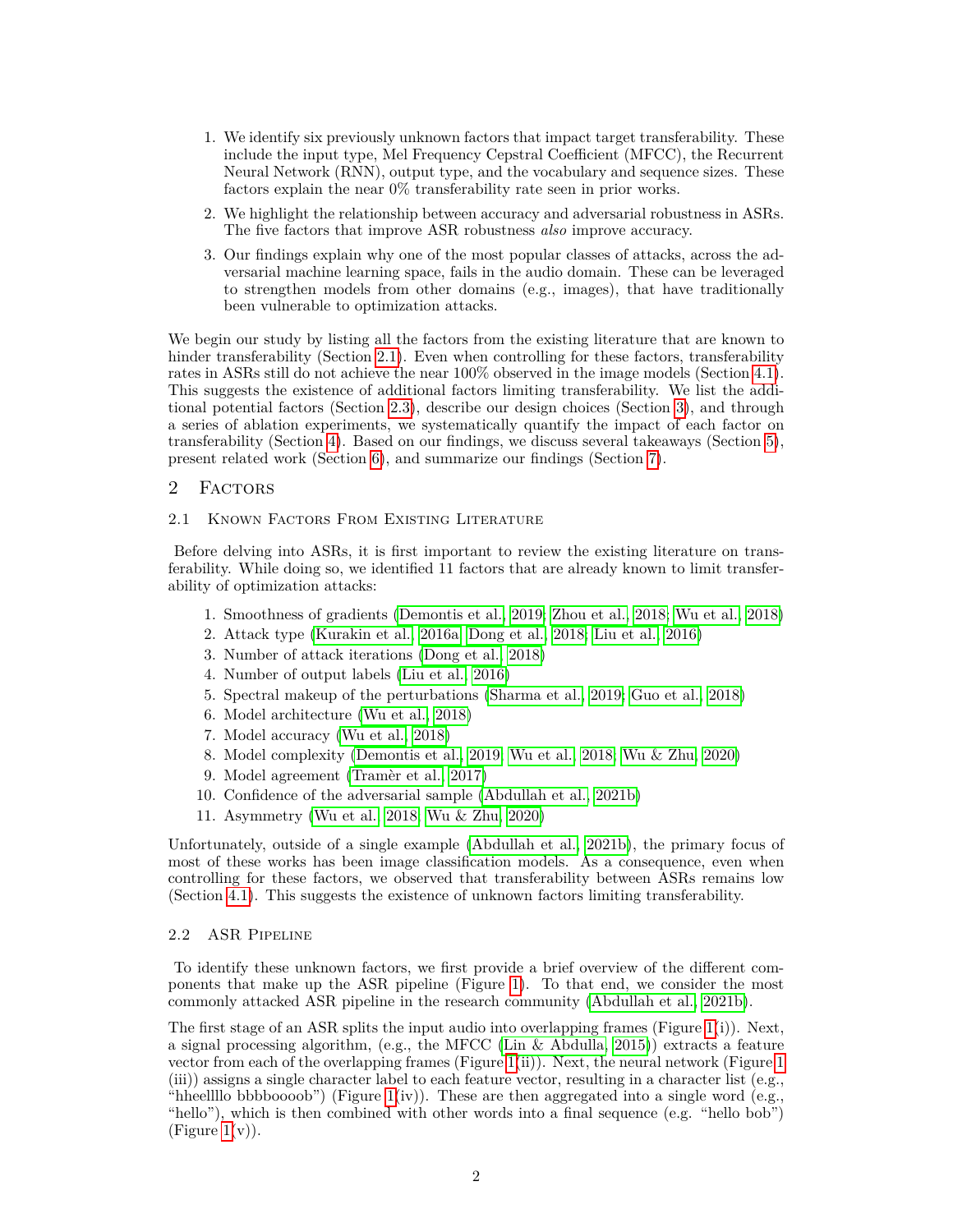1. We identify six previously unknown factors that impact target transferability. These include the input type, Mel Frequency Cepstral Coefficient (MFCC), the Recurrent Neural Network (RNN), output type, and the vocabulary and sequence sizes. These factors explain the near 0% transferability rate seen in prior works.
2. We highlight the relationship between accuracy and adversarial robustness in ASRs. The five factors that improve ASR robustness *also* improve accuracy.
3. Our findings explain why one of the most popular classes of attacks, across the adversarial machine learning space, fails in the audio domain. These can be leveraged to strengthen models from other domains (e.g., images), that have traditionally been vulnerable to optimization attacks.

We begin our study by listing all the factors from the existing literature that are known to hinder transferability (Section 2.1). Even when controlling for these factors, transferability rates in ASRs still do not achieve the near 100% observed in the image models (Section 4.1). This suggests the existence of additional factors limiting transferability. We list the additional potential factors (Section 2.3), describe our design choices (Section 3), and through a series of ablation experiments, we systematically quantify the impact of each factor on transferability (Section 4). Based on our findings, we discuss several takeaways (Section 5), present related work (Section 6), and summarize our findings (Section 7).

# 2 Factors

## 2.1 Known Factors From Existing Literature

Before delving into ASRs, it is first important to review the existing literature on transferability. While doing so, we identified 11 factors that are already known to limit transferability of optimization attacks:

1. Smoothness of gradients (Demontis et al., 2019; Zhou et al., 2018; Wu et al., 2018)
2. Attack type (Kurakin et al., 2016a; Dong et al., 2018; Liu et al., 2016)
3. Number of attack iterations (Dong et al., 2018)
4. Number of output labels (Liu et al., 2016)
5. Spectral makeup of the perturbations (Sharma et al., 2019; Guo et al., 2018)
6. Model architecture (Wu et al., 2018)
7. Model accuracy (Wu et al., 2018)
8. Model complexity (Demontis et al., 2019; Wu et al., 2018; Wu & Zhu, 2020)
9. Model agreement (Tramèr et al., 2017)
10. Confidence of the adversarial sample (Abdullah et al., 2021b)
11. Asymmetry (Wu et al., 2018; Wu & Zhu, 2020)

Unfortunately, outside of a single example (Abdullah et al., 2021b), the primary focus of most of these works has been image classification models. As a consequence, even when controlling for these factors, we observed that transferability between ASRs remains low (Section 4.1). This suggests the existence of unknown factors limiting transferability.

## 2.2 ASR Pipeline

To identify these unknown factors, we first provide a brief overview of the different components that make up the ASR pipeline (Figure 1). To that end, we consider the most commonly attacked ASR pipeline in the research community (Abdullah et al., 2021b).

The first stage of an ASR splits the input audio into overlapping frames (Figure 1(i)). Next, a signal processing algorithm, (e.g., the MFCC (Lin & Abdulla, 2015)) extracts a feature vector from each of the overlapping frames (Figure 1(ii)). Next, the neural network (Figure 1 (iii)) assigns a single character label to each feature vector, resulting in a character list (e.g., "hheellllo bbbboooob") (Figure 1(iv)). These are then aggregated into a single word (e.g., "hello"), which is then combined with other words into a final sequence (e.g. "hello bob") (Figure 1(v)).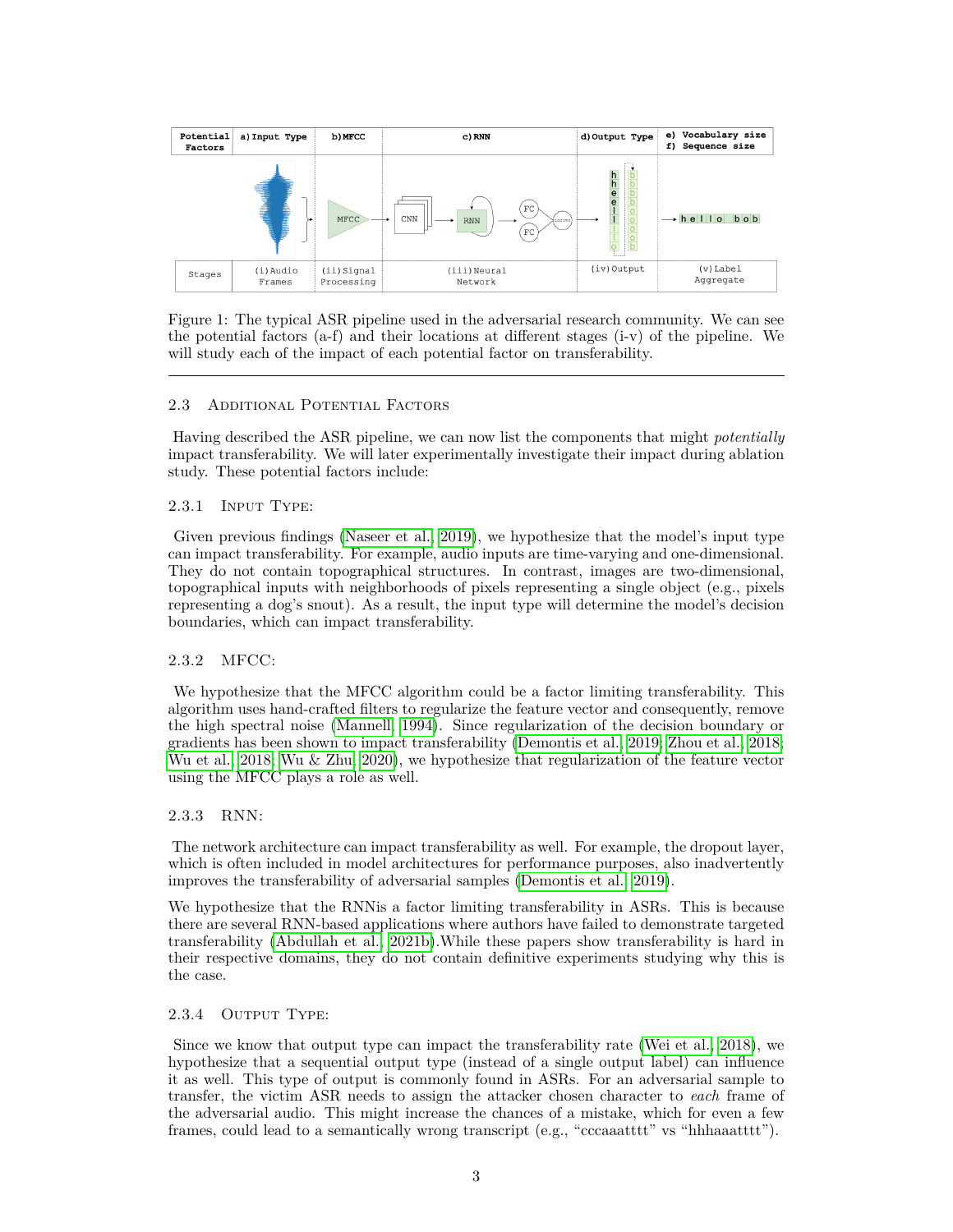Figure 1: The typical ASR pipeline used in the adversarial research community. We can see the potential factors (a-f) and their locations at different stages (i-v) of the pipeline. We will study each of the impact of each potential factor on transferability.

### 2.3 Additional Potential Factors

Having described the ASR pipeline, we can now list the components that might *potentially* impact transferability. We will later experimentally investigate their impact during ablation study. These potential factors include:

#### 2.3.1 Input Type:

Given previous findings (Naseer et al., 2019), we hypothesize that the model's input type can impact transferability. For example, audio inputs are time-varying and one-dimensional. They do not contain topographical structures. In contrast, images are two-dimensional, topographical inputs with neighborhoods of pixels representing a single object (e.g., pixels representing a dog's snout). As a result, the input type will determine the model's decision boundaries, which can impact transferability.

#### 2.3.2 MFCC:

We hypothesize that the MFCC algorithm could be a factor limiting transferability. This algorithm uses hand-crafted filters to regularize the feature vector and consequently, remove the high spectral noise (Mannell, 1994). Since regularization of the decision boundary or gradients has been shown to impact transferability (Demontis et al., 2019; Zhou et al., 2018; Wu et al., 2018; Wu & Zhu, 2020), we hypothesize that regularization of the feature vector using the MFCC plays a role as well.

#### 2.3.3 RNN:

The network architecture can impact transferability as well. For example, the dropout layer, which is often included in model architectures for performance purposes, also inadvertently improves the transferability of adversarial samples (Demontis et al., 2019).

We hypothesize that the RNNis a factor limiting transferability in ASRs. This is because there are several RNN-based applications where authors have failed to demonstrate targeted transferability (Abdullah et al., 2021b).While these papers show transferability is hard in their respective domains, they do not contain definitive experiments studying why this is the case.

#### 2.3.4 Output Type:

Since we know that output type can impact the transferability rate (Wei et al., 2018), we hypothesize that a sequential output type (instead of a single output label) can influence it as well. This type of output is commonly found in ASRs. For an adversarial sample to transfer, the victim ASR needs to assign the attacker chosen character to *each* frame of the adversarial audio. This might increase the chances of a mistake, which for even a few frames, could lead to a semantically wrong transcript (e.g., "cccaaatttt" vs "hhhaaatttt").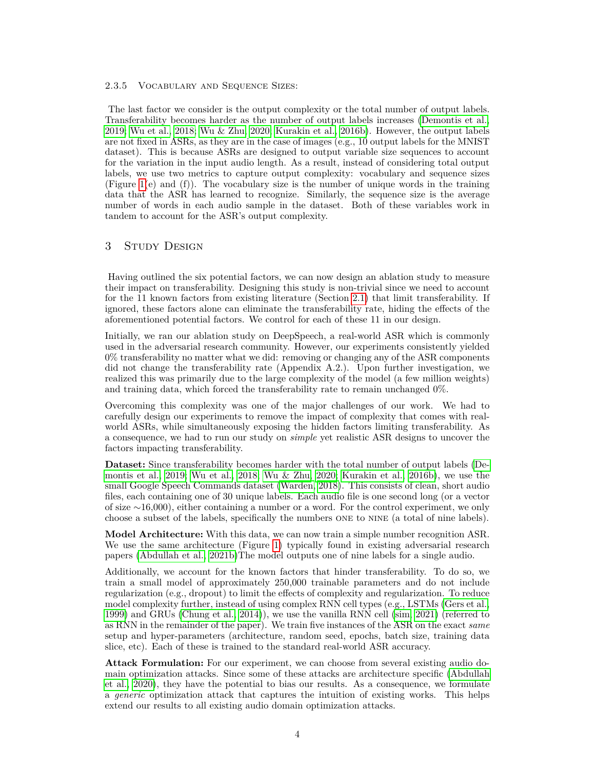#### 2.3.5 Vocabulary and Sequence Sizes:

The last factor we consider is the output complexity or the total number of output labels. Transferability becomes harder as the number of output labels increases (Demontis et al., 2019; Wu et al., 2018; Wu & Zhu, 2020; Kurakin et al., 2016b). However, the output labels are not fixed in ASRs, as they are in the case of images (e.g., 10 output labels for the MNIST dataset). This is because ASRs are designed to output variable size sequences to account for the variation in the input audio length. As a result, instead of considering total output labels, we use two metrics to capture output complexity: vocabulary and sequence sizes (Figure 1(e) and (f)). The vocabulary size is the number of unique words in the training data that the ASR has learned to recognize. Similarly, the sequence size is the average number of words in each audio sample in the dataset. Both of these variables work in tandem to account for the ASR's output complexity.

## 3 Study Design

Having outlined the six potential factors, we can now design an ablation study to measure their impact on transferability. Designing this study is non-trivial since we need to account for the 11 known factors from existing literature (Section 2.1) that limit transferability. If ignored, these factors alone can eliminate the transferability rate, hiding the effects of the aforementioned potential factors. We control for each of these 11 in our design.

Initially, we ran our ablation study on DeepSpeech, a real-world ASR which is commonly used in the adversarial research community. However, our experiments consistently yielded 0% transferability no matter what we did: removing or changing any of the ASR components did not change the transferability rate (Appendix A.2.). Upon further investigation, we realized this was primarily due to the large complexity of the model (a few million weights) and training data, which forced the transferability rate to remain unchanged 0%.

Overcoming this complexity was one of the major challenges of our work. We had to carefully design our experiments to remove the impact of complexity that comes with real-world ASRs, while simultaneously exposing the hidden factors limiting transferability. As a consequence, we had to run our study on *simple* yet realistic ASR designs to uncover the factors impacting transferability.

**Dataset:** Since transferability becomes harder with the total number of output labels (Demontis et al., 2019; Wu et al., 2018; Wu & Zhu, 2020; Kurakin et al., 2016b), we use the small Google Speech Commands dataset (Warden, 2018). This consists of clean, short audio files, each containing one of 30 unique labels. Each audio file is one second long (or a vector of size ∼16,000), either containing a number or a word. For the control experiment, we only choose a subset of the labels, specifically the numbers ONE to NINE (a total of nine labels).

**Model Architecture:** With this data, we can now train a simple number recognition ASR. We use the same architecture (Figure 1) typically found in existing adversarial research papers (Abdullah et al., 2021b)The model outputs one of nine labels for a single audio.

Additionally, we account for the known factors that hinder transferability. To do so, we train a small model of approximately 250,000 trainable parameters and do not include regularization (e.g., dropout) to limit the effects of complexity and regularization. To reduce model complexity further, instead of using complex RNN cell types (e.g., LSTMs (Gers et al., 1999) and GRUs (Chung et al., 2014)), we use the vanilla RNN cell (sim, 2021) (referred to as RNN in the remainder of the paper). We train five instances of the ASR on the exact *same* setup and hyper-parameters (architecture, random seed, epochs, batch size, training data slice, etc). Each of these is trained to the standard real-world ASR accuracy.

**Attack Formulation:** For our experiment, we can choose from several existing audio domain optimization attacks. Since some of these attacks are architecture specific (Abdullah et al., 2020), they have the potential to bias our results. As a consequence, we formulate a *generic* optimization attack that captures the intuition of existing works. This helps extend our results to all existing audio domain optimization attacks.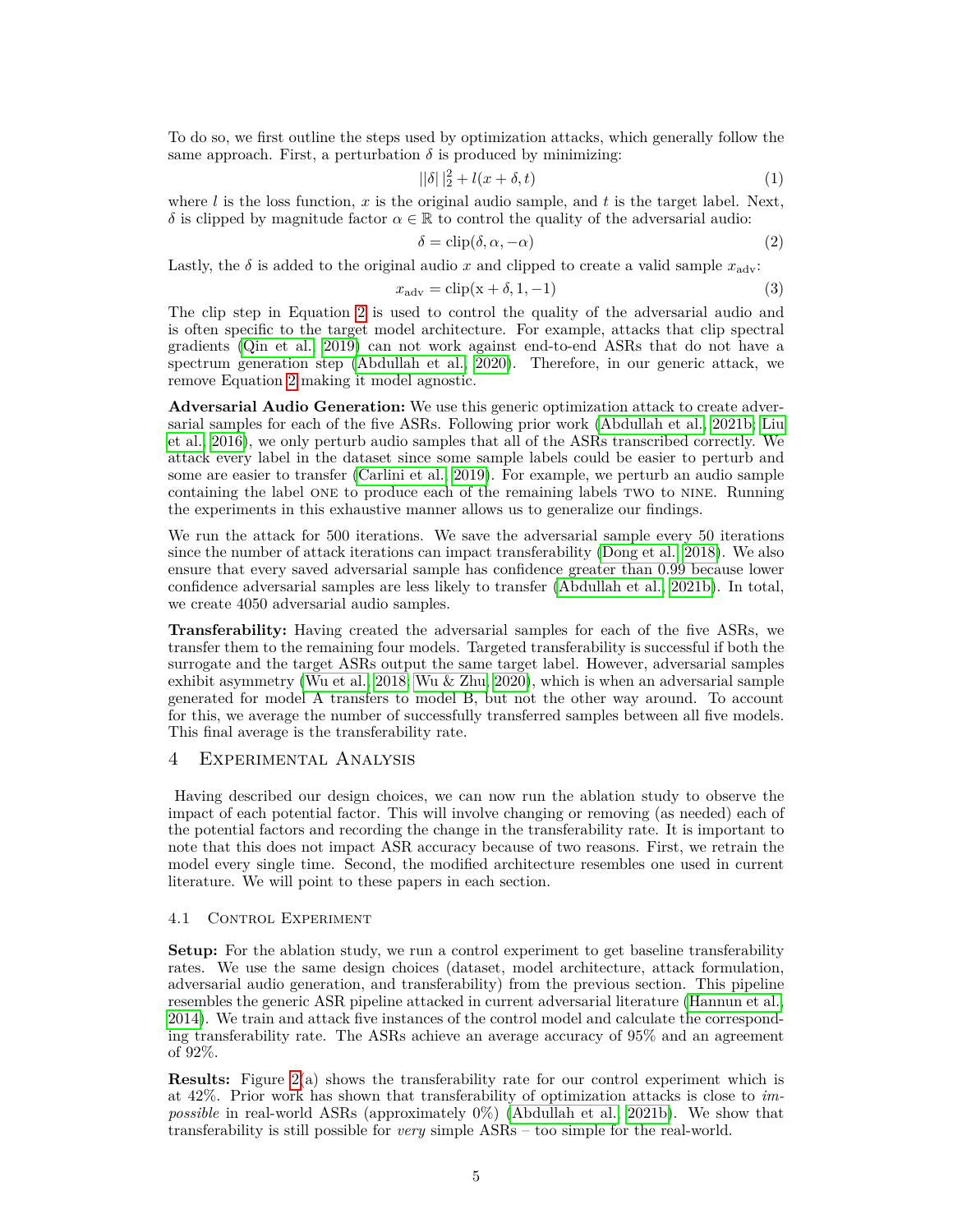To do so, we first outline the steps used by optimization attacks, which generally follow the same approach. First, a perturbation $\delta$ is produced by minimizing:

$$||\delta||_2^2 + l(x + \delta, t) \tag{1}$$

where $l$ is the loss function, $x$ is the original audio sample, and $t$ is the target label. Next, $\delta$ is clipped by magnitude factor $\alpha \in \mathbb{R}$ to control the quality of the adversarial audio:

$$\delta = \text{clip}(\delta, \alpha, -\alpha) \tag{2}$$

Lastly, the $\delta$ is added to the original audio $x$ and clipped to create a valid sample $x_{\text{adv}}$:

$$x_{\text{adv}} = \text{clip}(\text{x} + \delta, 1, -1) \tag{3}$$

The clip step in Equation 2 is used to control the quality of the adversarial audio and is often specific to the target model architecture. For example, attacks that clip spectral gradients (Qin et al., 2019) can not work against end-to-end ASRs that do not have a spectrum generation step (Abdullah et al., 2020). Therefore, in our generic attack, we remove Equation 2 making it model agnostic.

**Adversarial Audio Generation:** We use this generic optimization attack to create adversarial samples for each of the five ASRs. Following prior work (Abdullah et al., 2021b; Liu et al., 2016), we only perturb audio samples that all of the ASRs transcribed correctly. We attack every label in the dataset since some sample labels could be easier to perturb and some are easier to transfer (Carlini et al., 2019). For example, we perturb an audio sample containing the label ONE to produce each of the remaining labels TWO to NINE. Running the experiments in this exhaustive manner allows us to generalize our findings.

We run the attack for 500 iterations. We save the adversarial sample every 50 iterations since the number of attack iterations can impact transferability (Dong et al., 2018). We also ensure that every saved adversarial sample has confidence greater than 0.99 because lower confidence adversarial samples are less likely to transfer (Abdullah et al., 2021b). In total, we create 4050 adversarial audio samples.

**Transferability:** Having created the adversarial samples for each of the five ASRs, we transfer them to the remaining four models. Targeted transferability is successful if both the surrogate and the target ASRs output the same target label. However, adversarial samples exhibit asymmetry (Wu et al., 2018; Wu & Zhu, 2020), which is when an adversarial sample generated for model A transfers to model B, but not the other way around. To account for this, we average the number of successfully transferred samples between all five models. This final average is the transferability rate.

# 4 Experimental Analysis

Having described our design choices, we can now run the ablation study to observe the impact of each potential factor. This will involve changing or removing (as needed) each of the potential factors and recording the change in the transferability rate. It is important to note that this does not impact ASR accuracy because of two reasons. First, we retrain the model every single time. Second, the modified architecture resembles one used in current literature. We will point to these papers in each section.

## 4.1 Control Experiment

**Setup:** For the ablation study, we run a control experiment to get baseline transferability rates. We use the same design choices (dataset, model architecture, attack formulation, adversarial audio generation, and transferability) from the previous section. This pipeline resembles the generic ASR pipeline attacked in current adversarial literature (Hannun et al., 2014). We train and attack five instances of the control model and calculate the corresponding transferability rate. The ASRs achieve an average accuracy of 95% and an agreement of 92%.

**Results:** Figure 2(a) shows the transferability rate for our control experiment which is at 42%. Prior work has shown that transferability of optimization attacks is close to *impossible* in real-world ASRs (approximately 0%) (Abdullah et al., 2021b). We show that transferability is still possible for *very* simple ASRs – too simple for the real-world.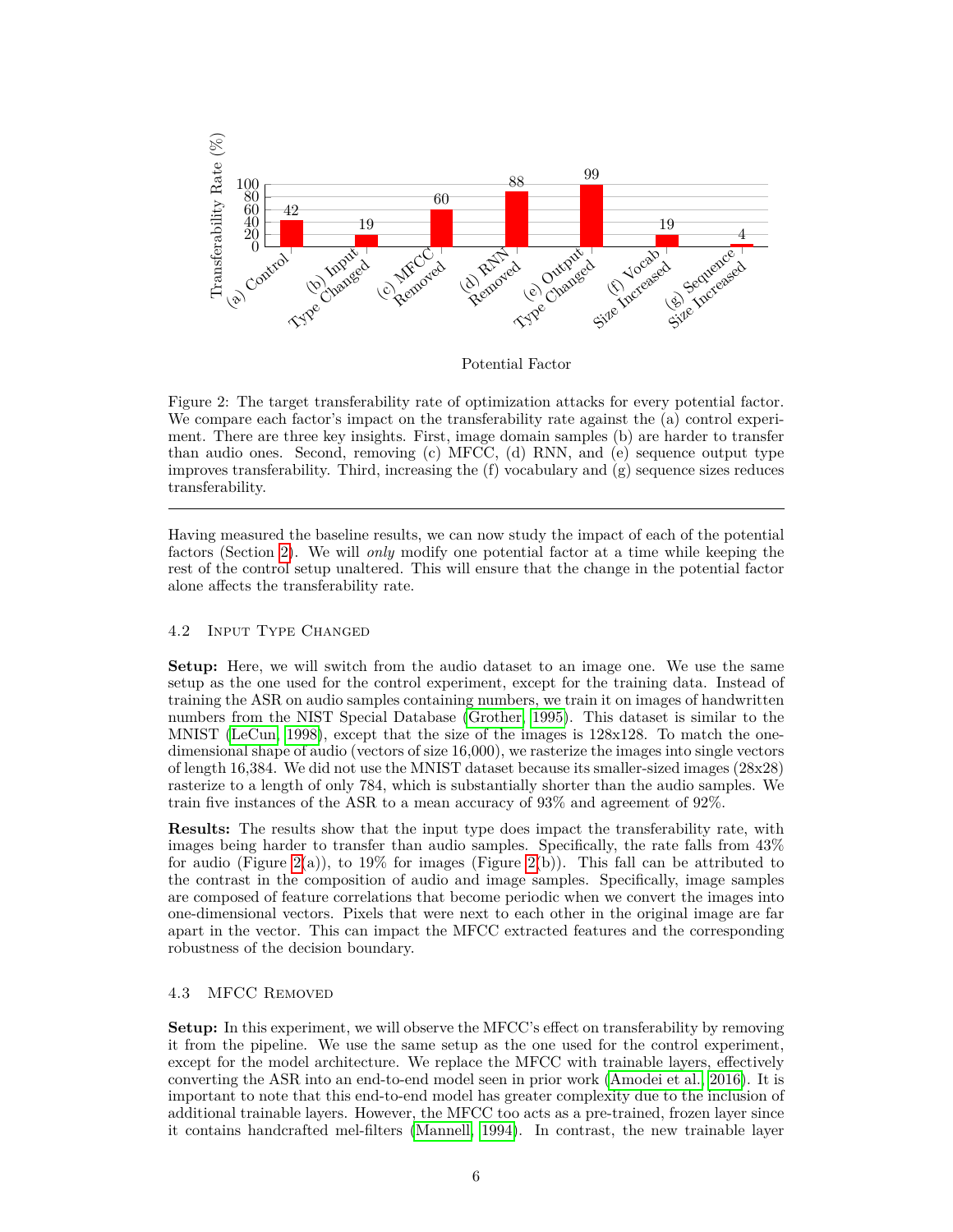Figure 2: The target transferability rate of optimization attacks for every potential factor. We compare each factor's impact on the transferability rate against the (a) control experiment. There are three key insights. First, image domain samples (b) are harder to transfer than audio ones. Second, removing (c) MFCC, (d) RNN, and (e) sequence output type improves transferability. Third, increasing the (f) vocabulary and (g) sequence sizes reduces transferability.

---

Having measured the baseline results, we can now study the impact of each of the potential factors (Section 2). We will *only* modify one potential factor at a time while keeping the rest of the control setup unaltered. This will ensure that the change in the potential factor alone affects the transferability rate.

### 4.2 Input Type Changed

**Setup:** Here, we will switch from the audio dataset to an image one. We use the same setup as the one used for the control experiment, except for the training data. Instead of training the ASR on audio samples containing numbers, we train it on images of handwritten numbers from the NIST Special Database (Grother, 1995). This dataset is similar to the MNIST (LeCun, 1998), except that the size of the images is 128x128. To match the one-dimensional shape of audio (vectors of size 16,000), we rasterize the images into single vectors of length 16,384. We did not use the MNIST dataset because its smaller-sized images (28x28) rasterize to a length of only 784, which is substantially shorter than the audio samples. We train five instances of the ASR to a mean accuracy of 93% and agreement of 92%.

**Results:** The results show that the input type does impact the transferability rate, with images being harder to transfer than audio samples. Specifically, the rate falls from 43% for audio (Figure 2(a)), to 19% for images (Figure 2(b)). This fall can be attributed to the contrast in the composition of audio and image samples. Specifically, image samples are composed of feature correlations that become periodic when we convert the images into one-dimensional vectors. Pixels that were next to each other in the original image are far apart in the vector. This can impact the MFCC extracted features and the corresponding robustness of the decision boundary.

### 4.3 MFCC Removed

**Setup:** In this experiment, we will observe the MFCC's effect on transferability by removing it from the pipeline. We use the same setup as the one used for the control experiment, except for the model architecture. We replace the MFCC with trainable layers, effectively converting the ASR into an end-to-end model seen in prior work (Amodei et al., 2016). It is important to note that this end-to-end model has greater complexity due to the inclusion of additional trainable layers. However, the MFCC too acts as a pre-trained, frozen layer since it contains handcrafted mel-filters (Mannell, 1994). In contrast, the new trainable layer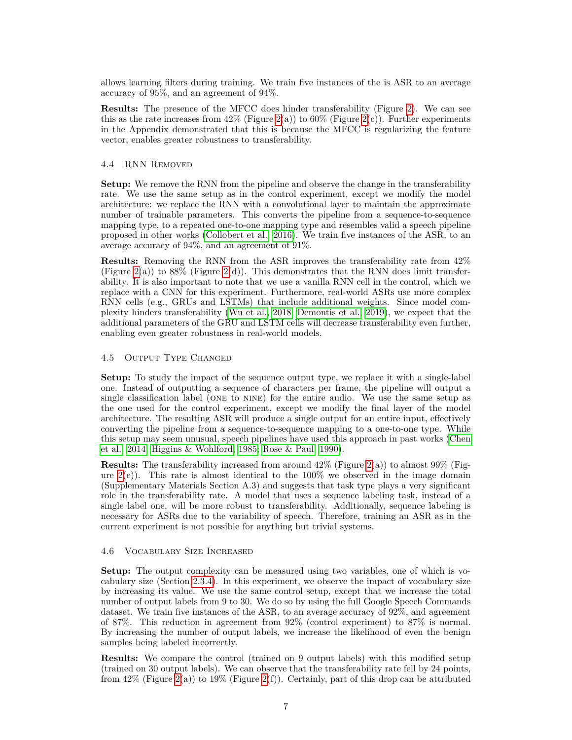allows learning filters during training. We train five instances of the is ASR to an average accuracy of 95%, and an agreement of 94%.

**Results:** The presence of the MFCC does hinder transferability (Figure 2). We can see this as the rate increases from 42% (Figure 2(a)) to 60% (Figure 2(c)). Further experiments in the Appendix demonstrated that this is because the MFCC is regularizing the feature vector, enables greater robustness to transferability.

### 4.4 RNN Removed

**Setup:** We remove the RNN from the pipeline and observe the change in the transferability rate. We use the same setup as in the control experiment, except we modify the model architecture: we replace the RNN with a convolutional layer to maintain the approximate number of trainable parameters. This converts the pipeline from a sequence-to-sequence mapping type, to a repeated one-to-one mapping type and resembles valid a speech pipeline proposed in other works (Collobert et al., 2016). We train five instances of the ASR, to an average accuracy of 94%, and an agreement of 91%.

**Results:** Removing the RNN from the ASR improves the transferability rate from 42% (Figure 2(a)) to 88% (Figure 2(d)). This demonstrates that the RNN does limit transferability. It is also important to note that we use a vanilla RNN cell in the control, which we replace with a CNN for this experiment. Furthermore, real-world ASRs use more complex RNN cells (e.g., GRUs and LSTMs) that include additional weights. Since model complexity hinders transferability (Wu et al., 2018; Demontis et al., 2019), we expect that the additional parameters of the GRU and LSTM cells will decrease transferability even further, enabling even greater robustness in real-world models.

### 4.5 Output Type Changed

**Setup:** To study the impact of the sequence output type, we replace it with a single-label one. Instead of outputting a sequence of characters per frame, the pipeline will output a single classification label (ONE to NINE) for the entire audio. We use the same setup as the one used for the control experiment, except we modify the final layer of the model architecture. The resulting ASR will produce a single output for an entire input, effectively converting the pipeline from a sequence-to-sequence mapping to a one-to-one type. While this setup may seem unusual, speech pipelines have used this approach in past works (Chen et al., 2014; Higgins & Wohlford, 1985; Rose & Paul, 1990).

**Results:** The transferability increased from around 42% (Figure 2(a)) to almost 99% (Figure 2(e)). This rate is almost identical to the 100% we observed in the image domain (Supplementary Materials Section A.3) and suggests that task type plays a very significant role in the transferability rate. A model that uses a sequence labeling task, instead of a single label one, will be more robust to transferability. Additionally, sequence labeling is necessary for ASRs due to the variability of speech. Therefore, training an ASR as in the current experiment is not possible for anything but trivial systems.

### 4.6 Vocabulary Size Increased

**Setup:** The output complexity can be measured using two variables, one of which is vocabulary size (Section 2.3.4). In this experiment, we observe the impact of vocabulary size by increasing its value. We use the same control setup, except that we increase the total number of output labels from 9 to 30. We do so by using the full Google Speech Commands dataset. We train five instances of the ASR, to an average accuracy of 92%, and agreement of 87%. This reduction in agreement from 92% (control experiment) to 87% is normal. By increasing the number of output labels, we increase the likelihood of even the benign samples being labeled incorrectly.

**Results:** We compare the control (trained on 9 output labels) with this modified setup (trained on 30 output labels). We can observe that the transferability rate fell by 24 points, from 42% (Figure 2(a)) to 19% (Figure 2(f)). Certainly, part of this drop can be attributed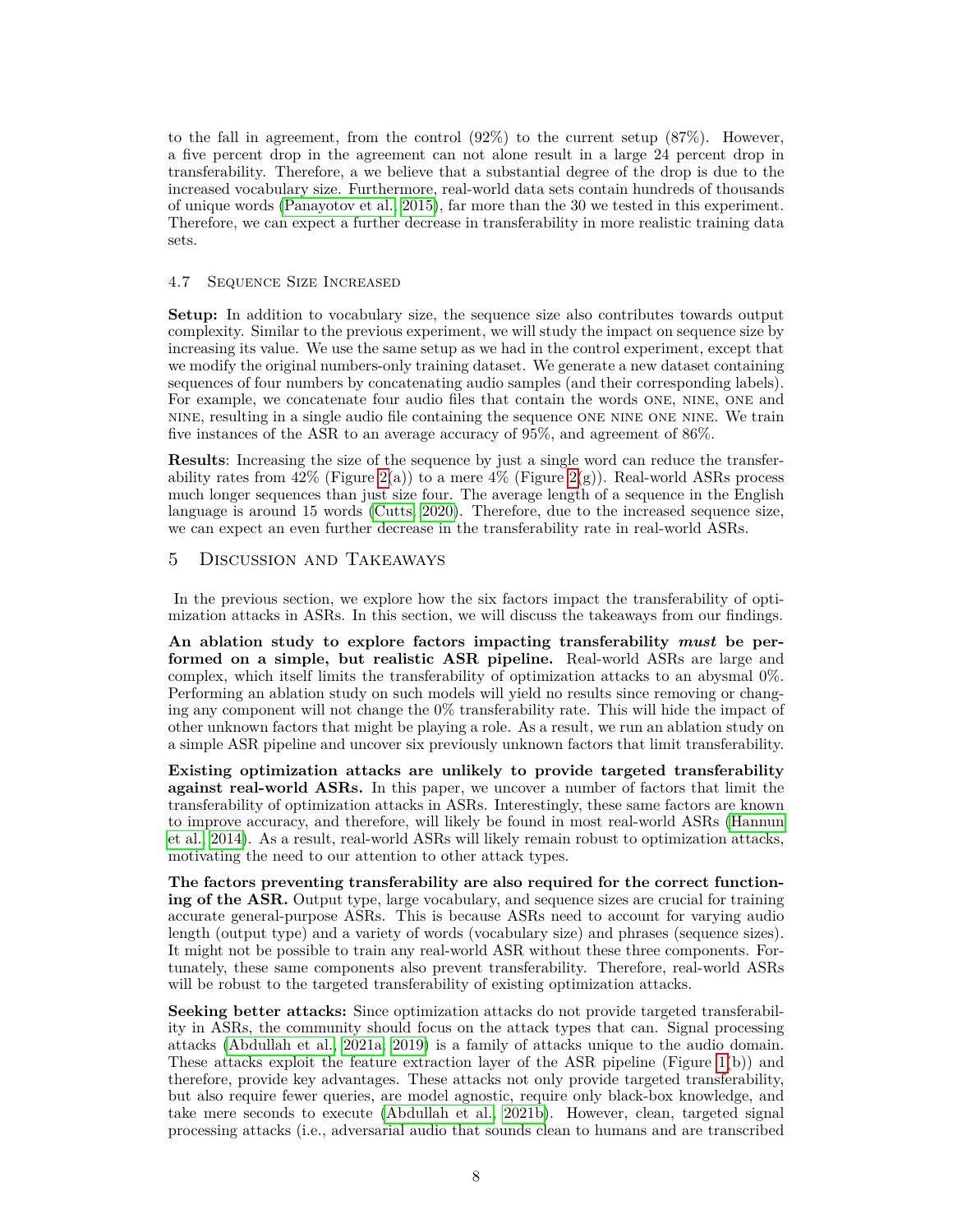to the fall in agreement, from the control (92%) to the current setup (87%). However, a five percent drop in the agreement can not alone result in a large 24 percent drop in transferability. Therefore, a we believe that a substantial degree of the drop is due to the increased vocabulary size. Furthermore, real-world data sets contain hundreds of thousands of unique words (Panayotov et al., 2015), far more than the 30 we tested in this experiment. Therefore, we can expect a further decrease in transferability in more realistic training data sets.

### 4.7 Sequence Size Increased

**Setup:** In addition to vocabulary size, the sequence size also contributes towards output complexity. Similar to the previous experiment, we will study the impact on sequence size by increasing its value. We use the same setup as we had in the control experiment, except that we modify the original numbers-only training dataset. We generate a new dataset containing sequences of four numbers by concatenating audio samples (and their corresponding labels). For example, we concatenate four audio files that contain the words ONE, NINE, ONE and NINE, resulting in a single audio file containing the sequence ONE NINE ONE NINE. We train five instances of the ASR to an average accuracy of 95%, and agreement of 86%.

**Results**: Increasing the size of the sequence by just a single word can reduce the transferability rates from 42% (Figure 2(a)) to a mere 4% (Figure 2(g)). Real-world ASRs process much longer sequences than just size four. The average length of a sequence in the English language is around 15 words (Cutts, 2020). Therefore, due to the increased sequence size, we can expect an even further decrease in the transferability rate in real-world ASRs.

## 5 Discussion and Takeaways

In the previous section, we explore how the six factors impact the transferability of optimization attacks in ASRs. In this section, we will discuss the takeaways from our findings.

**An ablation study to explore factors impacting transferability *must* be performed on a simple, but realistic ASR pipeline.** Real-world ASRs are large and complex, which itself limits the transferability of optimization attacks to an abysmal 0%. Performing an ablation study on such models will yield no results since removing or changing any component will not change the 0% transferability rate. This will hide the impact of other unknown factors that might be playing a role. As a result, we run an ablation study on a simple ASR pipeline and uncover six previously unknown factors that limit transferability.

**Existing optimization attacks are unlikely to provide targeted transferability against real-world ASRs.** In this paper, we uncover a number of factors that limit the transferability of optimization attacks in ASRs. Interestingly, these same factors are known to improve accuracy, and therefore, will likely be found in most real-world ASRs (Hannun et al., 2014). As a result, real-world ASRs will likely remain robust to optimization attacks, motivating the need to our attention to other attack types.

**The factors preventing transferability are also required for the correct functioning of the ASR.** Output type, large vocabulary, and sequence sizes are crucial for training accurate general-purpose ASRs. This is because ASRs need to account for varying audio length (output type) and a variety of words (vocabulary size) and phrases (sequence sizes). It might not be possible to train any real-world ASR without these three components. Fortunately, these same components also prevent transferability. Therefore, real-world ASRs will be robust to the targeted transferability of existing optimization attacks.

**Seeking better attacks:** Since optimization attacks do not provide targeted transferability in ASRs, the community should focus on the attack types that can. Signal processing attacks (Abdullah et al., 2021a, 2019) is a family of attacks unique to the audio domain. These attacks exploit the feature extraction layer of the ASR pipeline (Figure 1(b)) and therefore, provide key advantages. These attacks not only provide targeted transferability, but also require fewer queries, are model agnostic, require only black-box knowledge, and take mere seconds to execute (Abdullah et al., 2021b). However, clean, targeted signal processing attacks (i.e., adversarial audio that sounds clean to humans and are transcribed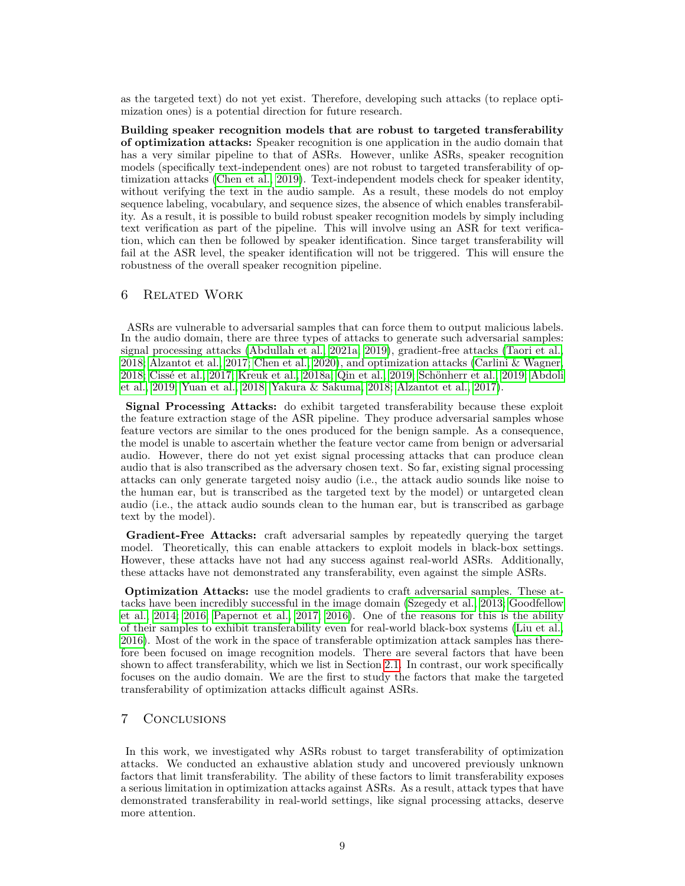as the targeted text) do not yet exist. Therefore, developing such attacks (to replace optimization ones) is a potential direction for future research.

**Building speaker recognition models that are robust to targeted transferability of optimization attacks:** Speaker recognition is one application in the audio domain that has a very similar pipeline to that of ASRs. However, unlike ASRs, speaker recognition models (specifically text-independent ones) are not robust to targeted transferability of optimization attacks (Chen et al., 2019). Text-independent models check for speaker identity, without verifying the text in the audio sample. As a result, these models do not employ sequence labeling, vocabulary, and sequence sizes, the absence of which enables transferability. As a result, it is possible to build robust speaker recognition models by simply including text verification as part of the pipeline. This will involve using an ASR for text verification, which can then be followed by speaker identification. Since target transferability will fail at the ASR level, the speaker identification will not be triggered. This will ensure the robustness of the overall speaker recognition pipeline.

# 6 Related Work

ASRs are vulnerable to adversarial samples that can force them to output malicious labels. In the audio domain, there are three types of attacks to generate such adversarial samples: signal processing attacks (Abdullah et al., 2021a, 2019), gradient-free attacks (Taori et al., 2018; Alzantot et al., 2017; Chen et al., 2020), and optimization attacks (Carlini & Wagner, 2018; Cissé et al., 2017; Kreuk et al., 2018a; Qin et al., 2019; Schönherr et al., 2019; Abdoli et al., 2019; Yuan et al., 2018; Yakura & Sakuma, 2018; Alzantot et al., 2017).

**Signal Processing Attacks:** do exhibit targeted transferability because these exploit the feature extraction stage of the ASR pipeline. They produce adversarial samples whose feature vectors are similar to the ones produced for the benign sample. As a consequence, the model is unable to ascertain whether the feature vector came from benign or adversarial audio. However, there do not yet exist signal processing attacks that can produce clean audio that is also transcribed as the adversary chosen text. So far, existing signal processing attacks can only generate targeted noisy audio (i.e., the attack audio sounds like noise to the human ear, but is transcribed as the targeted text by the model) or untargeted clean audio (i.e., the attack audio sounds clean to the human ear, but is transcribed as garbage text by the model).

**Gradient-Free Attacks:** craft adversarial samples by repeatedly querying the target model. Theoretically, this can enable attackers to exploit models in black-box settings. However, these attacks have not had any success against real-world ASRs. Additionally, these attacks have not demonstrated any transferability, even against the simple ASRs.

**Optimization Attacks:** use the model gradients to craft adversarial samples. These attacks have been incredibly successful in the image domain (Szegedy et al., 2013; Goodfellow et al., 2014; 2016; Papernot et al., 2017; 2016). One of the reasons for this is the ability of their samples to exhibit transferability even for real-world black-box systems (Liu et al., 2016). Most of the work in the space of transferable optimization attack samples has therefore been focused on image recognition models. There are several factors that have been shown to affect transferability, which we list in Section 2.1. In contrast, our work specifically focuses on the audio domain. We are the first to study the factors that make the targeted transferability of optimization attacks difficult against ASRs.

# 7 Conclusions

In this work, we investigated why ASRs robust to target transferability of optimization attacks. We conducted an exhaustive ablation study and uncovered previously unknown factors that limit transferability. The ability of these factors to limit transferability exposes a serious limitation in optimization attacks against ASRs. As a result, attack types that have demonstrated transferability in real-world settings, like signal processing attacks, deserve more attention.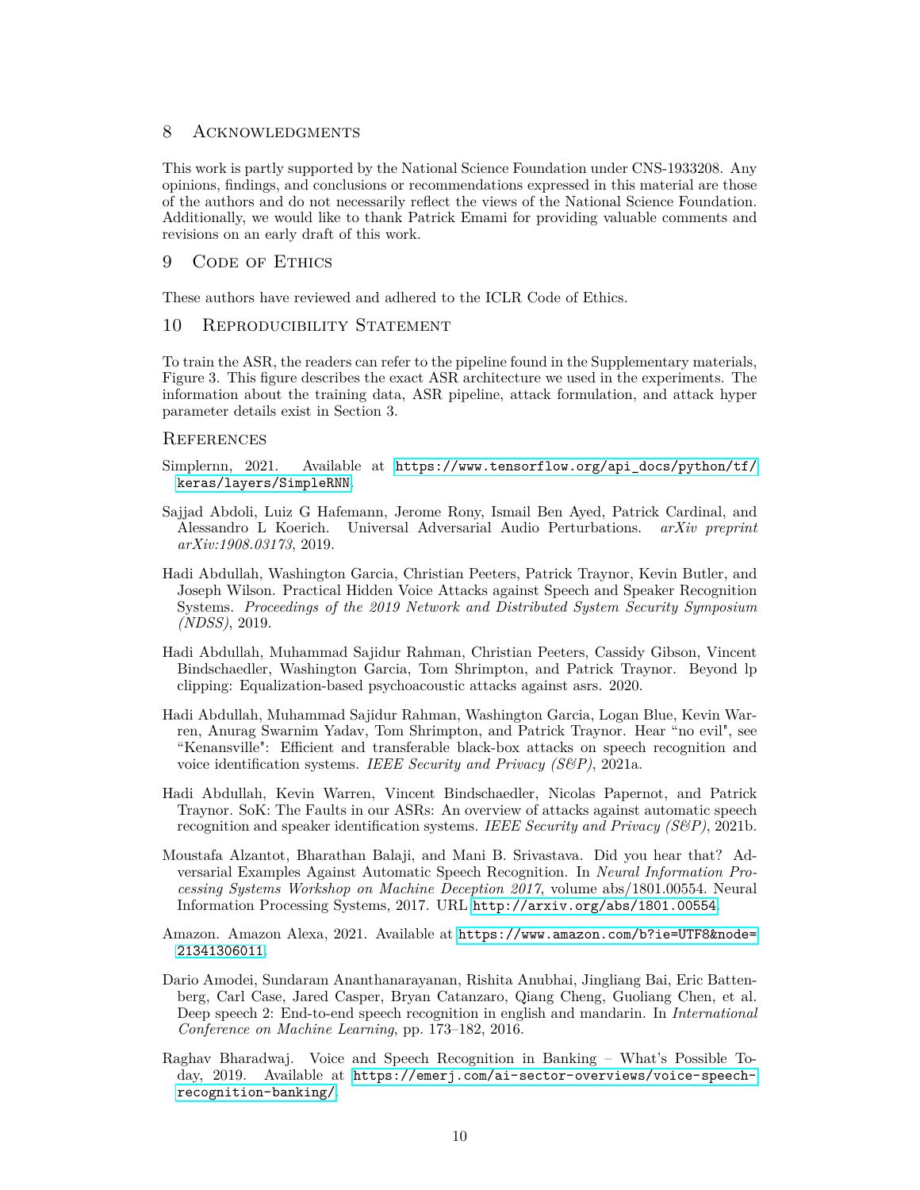## 8 Acknowledgments

This work is partly supported by the National Science Foundation under CNS-1933208. Any opinions, findings, and conclusions or recommendations expressed in this material are those of the authors and do not necessarily reflect the views of the National Science Foundation. Additionally, we would like to thank Patrick Emami for providing valuable comments and revisions on an early draft of this work.

## 9 Code of Ethics

These authors have reviewed and adhered to the ICLR Code of Ethics.

## 10 Reproducibility Statement

To train the ASR, the readers can refer to the pipeline found in the Supplementary materials, Figure 3. This figure describes the exact ASR architecture we used in the experiments. The information about the training data, ASR pipeline, attack formulation, and attack hyper parameter details exist in Section 3.

## References

Simplernn, 2021. Available at `https://www.tensorflow.org/api_docs/python/tf/keras/layers/SimpleRNN`.

Sajjad Abdoli, Luiz G Hafemann, Jerome Rony, Ismail Ben Ayed, Patrick Cardinal, and Alessandro L Koerich. Universal Adversarial Audio Perturbations. *arXiv preprint arXiv:1908.03173*, 2019.

Hadi Abdullah, Washington Garcia, Christian Peeters, Patrick Traynor, Kevin Butler, and Joseph Wilson. Practical Hidden Voice Attacks against Speech and Speaker Recognition Systems. *Proceedings of the 2019 Network and Distributed System Security Symposium (NDSS)*, 2019.

Hadi Abdullah, Muhammad Sajidur Rahman, Christian Peeters, Cassidy Gibson, Vincent Bindschaedler, Washington Garcia, Tom Shrimpton, and Patrick Traynor. Beyond lp clipping: Equalization-based psychoacoustic attacks against asrs. 2020.

Hadi Abdullah, Muhammad Sajidur Rahman, Washington Garcia, Logan Blue, Kevin Warren, Anurag Swarnim Yadav, Tom Shrimpton, and Patrick Traynor. Hear "no evil", see "Kenansville": Efficient and transferable black-box attacks on speech recognition and voice identification systems. *IEEE Security and Privacy (S&P)*, 2021a.

Hadi Abdullah, Kevin Warren, Vincent Bindschaedler, Nicolas Papernot, and Patrick Traynor. SoK: The Faults in our ASRs: An overview of attacks against automatic speech recognition and speaker identification systems. *IEEE Security and Privacy (S&P)*, 2021b.

Moustafa Alzantot, Bharathan Balaji, and Mani B. Srivastava. Did you hear that? Adversarial Examples Against Automatic Speech Recognition. In *Neural Information Processing Systems Workshop on Machine Deception 2017*, volume abs/1801.00554. Neural Information Processing Systems, 2017. URL `http://arxiv.org/abs/1801.00554`.

Amazon. Amazon Alexa, 2021. Available at `https://www.amazon.com/b?ie=UTF8&node=21341306011`.

Dario Amodei, Sundaram Ananthanarayanan, Rishita Anubhai, Jingliang Bai, Eric Battenberg, Carl Case, Jared Casper, Bryan Catanzaro, Qiang Cheng, Guoliang Chen, et al. Deep speech 2: End-to-end speech recognition in english and mandarin. In *International Conference on Machine Learning*, pp. 173–182, 2016.

Raghav Bharadwaj. Voice and Speech Recognition in Banking – What's Possible Today, 2019. Available at `https://emerj.com/ai-sector-overviews/voice-speech-recognition-banking/`.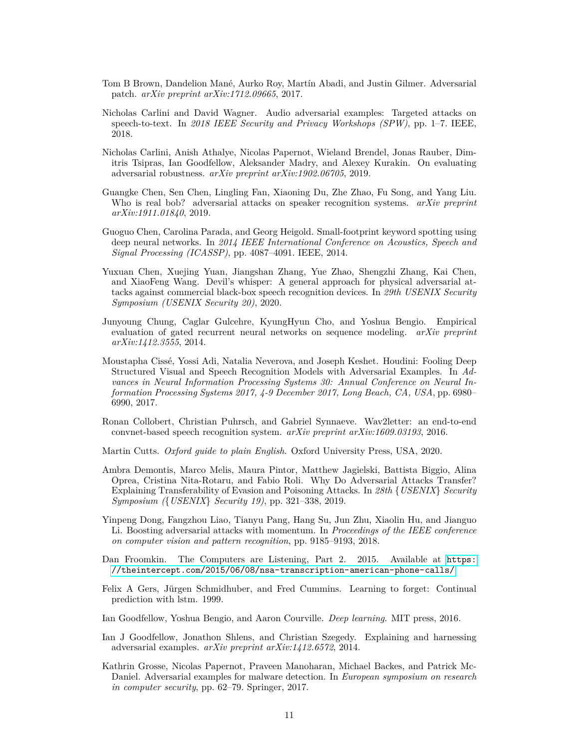Tom B Brown, Dandelion Mané, Aurko Roy, Martín Abadi, and Justin Gilmer. Adversarial patch. *arXiv preprint arXiv:1712.09665*, 2017.

Nicholas Carlini and David Wagner. Audio adversarial examples: Targeted attacks on speech-to-text. In *2018 IEEE Security and Privacy Workshops (SPW)*, pp. 1–7. IEEE, 2018.

Nicholas Carlini, Anish Athalye, Nicolas Papernot, Wieland Brendel, Jonas Rauber, Dimitris Tsipras, Ian Goodfellow, Aleksander Madry, and Alexey Kurakin. On evaluating adversarial robustness. *arXiv preprint arXiv:1902.06705*, 2019.

Guangke Chen, Sen Chen, Lingling Fan, Xiaoning Du, Zhe Zhao, Fu Song, and Yang Liu. Who is real bob? adversarial attacks on speaker recognition systems. *arXiv preprint arXiv:1911.01840*, 2019.

Guoguo Chen, Carolina Parada, and Georg Heigold. Small-footprint keyword spotting using deep neural networks. In *2014 IEEE International Conference on Acoustics, Speech and Signal Processing (ICASSP)*, pp. 4087–4091. IEEE, 2014.

Yuxuan Chen, Xuejing Yuan, Jiangshan Zhang, Yue Zhao, Shengzhi Zhang, Kai Chen, and XiaoFeng Wang. Devil's whisper: A general approach for physical adversarial attacks against commercial black-box speech recognition devices. In *29th USENIX Security Symposium (USENIX Security 20)*, 2020.

Junyoung Chung, Caglar Gulcehre, KyungHyun Cho, and Yoshua Bengio. Empirical evaluation of gated recurrent neural networks on sequence modeling. *arXiv preprint arXiv:1412.3555*, 2014.

Moustapha Cissé, Yossi Adi, Natalia Neverova, and Joseph Keshet. Houdini: Fooling Deep Structured Visual and Speech Recognition Models with Adversarial Examples. In *Advances in Neural Information Processing Systems 30: Annual Conference on Neural Information Processing Systems 2017, 4-9 December 2017, Long Beach, CA, USA*, pp. 6980–6990, 2017.

Ronan Collobert, Christian Puhrsch, and Gabriel Synnaeve. Wav2letter: an end-to-end convnet-based speech recognition system. *arXiv preprint arXiv:1609.03193*, 2016.

Martin Cutts. *Oxford guide to plain English*. Oxford University Press, USA, 2020.

Ambra Demontis, Marco Melis, Maura Pintor, Matthew Jagielski, Battista Biggio, Alina Oprea, Cristina Nita-Rotaru, and Fabio Roli. Why Do Adversarial Attacks Transfer? Explaining Transferability of Evasion and Poisoning Attacks. In *28th {USENIX} Security Symposium ({USENIX} Security 19)*, pp. 321–338, 2019.

Yinpeng Dong, Fangzhou Liao, Tianyu Pang, Hang Su, Jun Zhu, Xiaolin Hu, and Jianguo Li. Boosting adversarial attacks with momentum. In *Proceedings of the IEEE conference on computer vision and pattern recognition*, pp. 9185–9193, 2018.

Dan Froomkin. The Computers are Listening, Part 2. 2015. Available at https://theintercept.com/2015/06/08/nsa-transcription-american-phone-calls/

Felix A Gers, Jürgen Schmidhuber, and Fred Cummins. Learning to forget: Continual prediction with lstm. 1999.

Ian Goodfellow, Yoshua Bengio, and Aaron Courville. *Deep learning*. MIT press, 2016.

Ian J Goodfellow, Jonathon Shlens, and Christian Szegedy. Explaining and harnessing adversarial examples. *arXiv preprint arXiv:1412.6572*, 2014.

Kathrin Grosse, Nicolas Papernot, Praveen Manoharan, Michael Backes, and Patrick McDaniel. Adversarial examples for malware detection. In *European symposium on research in computer security*, pp. 62–79. Springer, 2017.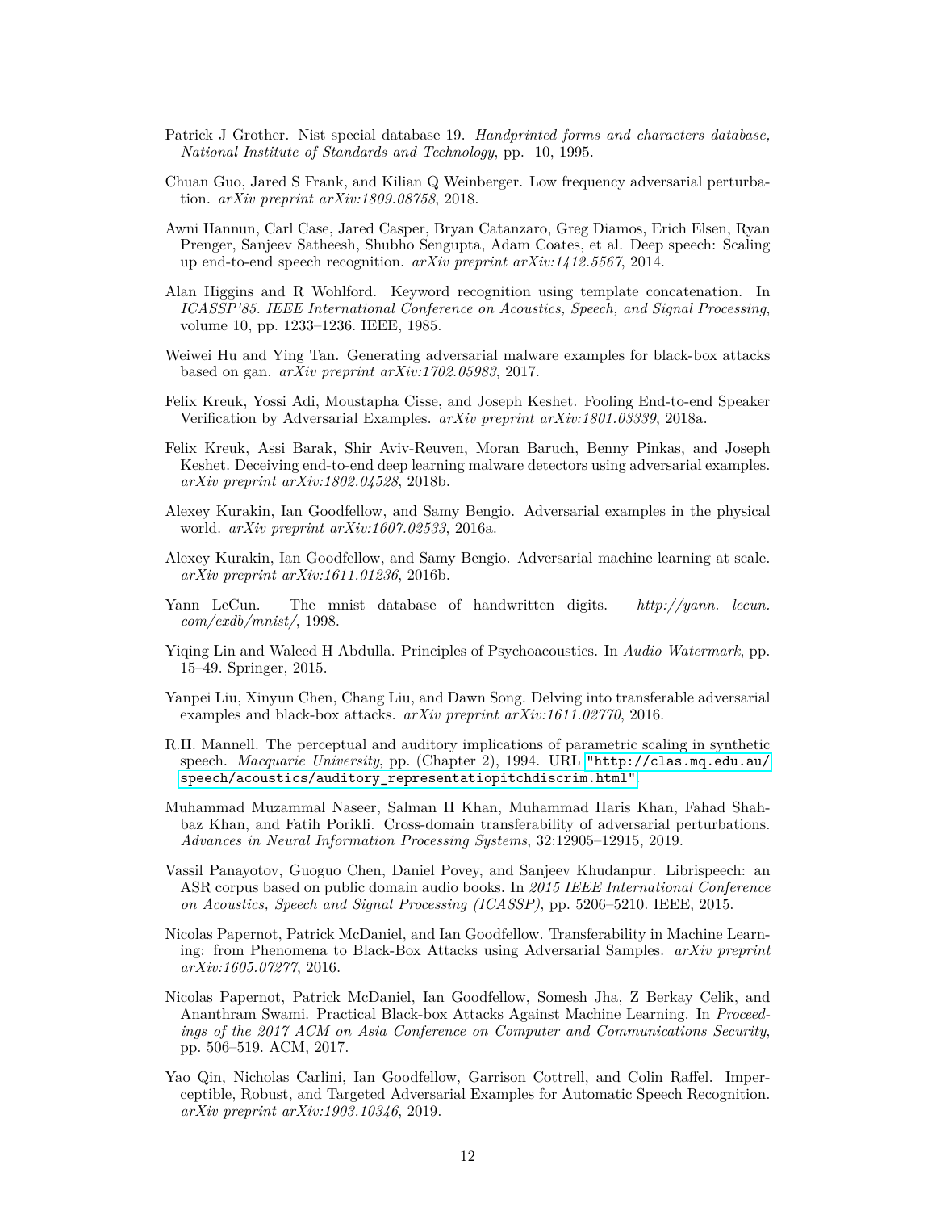Patrick J Grother. Nist special database 19. *Handprinted forms and characters database, National Institute of Standards and Technology*, pp. 10, 1995.

Chuan Guo, Jared S Frank, and Kilian Q Weinberger. Low frequency adversarial perturbation. *arXiv preprint arXiv:1809.08758*, 2018.

Awni Hannun, Carl Case, Jared Casper, Bryan Catanzaro, Greg Diamos, Erich Elsen, Ryan Prenger, Sanjeev Satheesh, Shubho Sengupta, Adam Coates, et al. Deep speech: Scaling up end-to-end speech recognition. *arXiv preprint arXiv:1412.5567*, 2014.

Alan Higgins and R Wohlford. Keyword recognition using template concatenation. In *ICASSP'85. IEEE International Conference on Acoustics, Speech, and Signal Processing*, volume 10, pp. 1233–1236. IEEE, 1985.

Weiwei Hu and Ying Tan. Generating adversarial malware examples for black-box attacks based on gan. *arXiv preprint arXiv:1702.05983*, 2017.

Felix Kreuk, Yossi Adi, Moustapha Cisse, and Joseph Keshet. Fooling End-to-end Speaker Verification by Adversarial Examples. *arXiv preprint arXiv:1801.03339*, 2018a.

Felix Kreuk, Assi Barak, Shir Aviv-Reuven, Moran Baruch, Benny Pinkas, and Joseph Keshet. Deceiving end-to-end deep learning malware detectors using adversarial examples. *arXiv preprint arXiv:1802.04528*, 2018b.

Alexey Kurakin, Ian Goodfellow, and Samy Bengio. Adversarial examples in the physical world. *arXiv preprint arXiv:1607.02533*, 2016a.

Alexey Kurakin, Ian Goodfellow, and Samy Bengio. Adversarial machine learning at scale. *arXiv preprint arXiv:1611.01236*, 2016b.

Yann LeCun. The mnist database of handwritten digits. *http://yann. lecun. com/exdb/mnist/*, 1998.

Yiqing Lin and Waleed H Abdulla. Principles of Psychoacoustics. In *Audio Watermark*, pp. 15–49. Springer, 2015.

Yanpei Liu, Xinyun Chen, Chang Liu, and Dawn Song. Delving into transferable adversarial examples and black-box attacks. *arXiv preprint arXiv:1611.02770*, 2016.

R.H. Mannell. The perceptual and auditory implications of parametric scaling in synthetic speech. *Macquarie University*, pp. (Chapter 2), 1994. URL `"http://clas.mq.edu.au/speech/acoustics/auditory_representatiopitchdiscrim.html"`.

Muhammad Muzammal Naseer, Salman H Khan, Muhammad Haris Khan, Fahad Shahbaz Khan, and Fatih Porikli. Cross-domain transferability of adversarial perturbations. *Advances in Neural Information Processing Systems*, 32:12905–12915, 2019.

Vassil Panayotov, Guoguo Chen, Daniel Povey, and Sanjeev Khudanpur. Librispeech: an ASR corpus based on public domain audio books. In *2015 IEEE International Conference on Acoustics, Speech and Signal Processing (ICASSP)*, pp. 5206–5210. IEEE, 2015.

Nicolas Papernot, Patrick McDaniel, and Ian Goodfellow. Transferability in Machine Learning: from Phenomena to Black-Box Attacks using Adversarial Samples. *arXiv preprint arXiv:1605.07277*, 2016.

Nicolas Papernot, Patrick McDaniel, Ian Goodfellow, Somesh Jha, Z Berkay Celik, and Ananthram Swami. Practical Black-box Attacks Against Machine Learning. In *Proceedings of the 2017 ACM on Asia Conference on Computer and Communications Security*, pp. 506–519. ACM, 2017.

Yao Qin, Nicholas Carlini, Ian Goodfellow, Garrison Cottrell, and Colin Raffel. Imperceptible, Robust, and Targeted Adversarial Examples for Automatic Speech Recognition. *arXiv preprint arXiv:1903.10346*, 2019.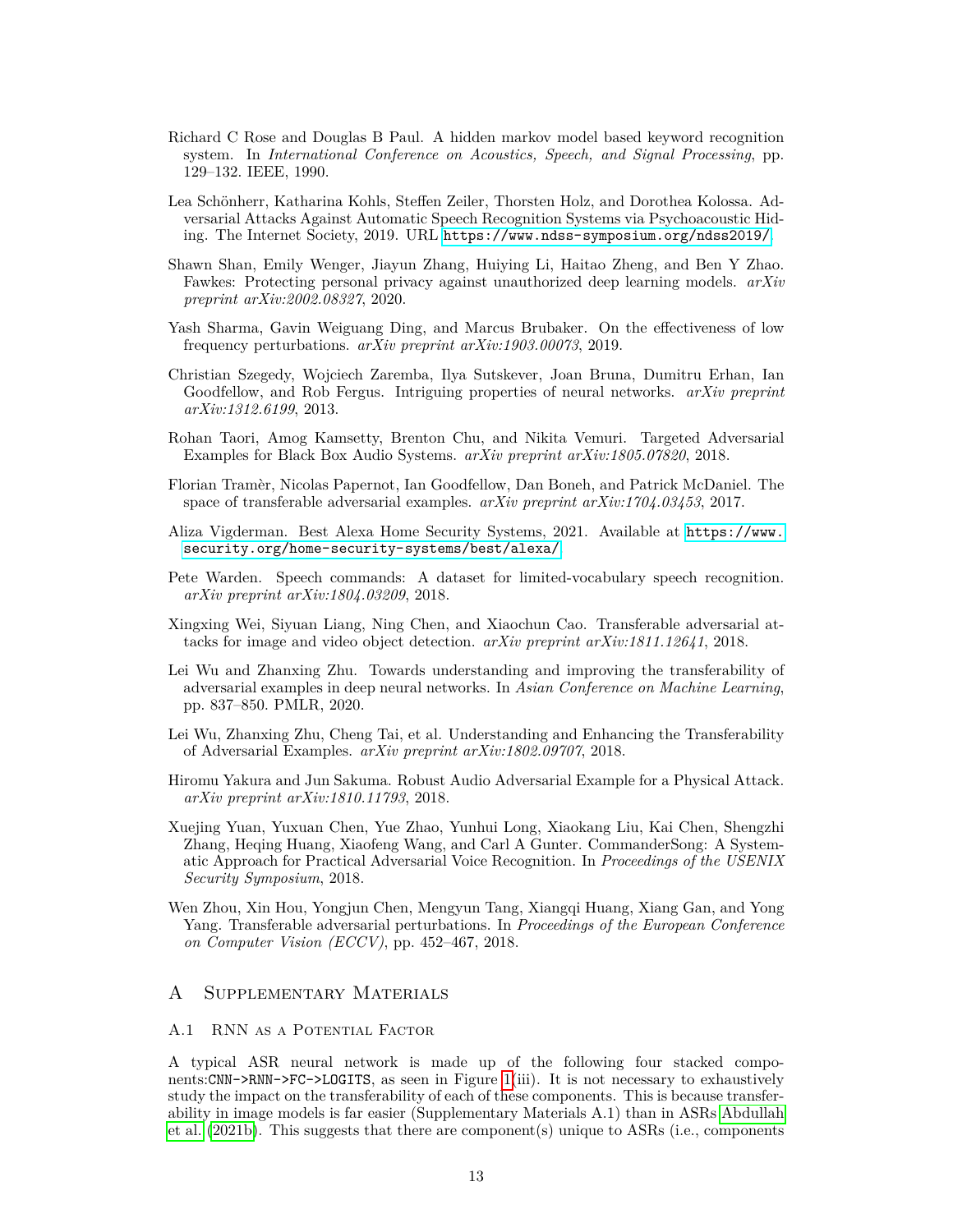Richard C Rose and Douglas B Paul. A hidden markov model based keyword recognition system. In *International Conference on Acoustics, Speech, and Signal Processing*, pp. 129–132. IEEE, 1990.

Lea Schönherr, Katharina Kohls, Steffen Zeiler, Thorsten Holz, and Dorothea Kolossa. Adversarial Attacks Against Automatic Speech Recognition Systems via Psychoacoustic Hiding. The Internet Society, 2019. URL https://www.ndss-symposium.org/ndss2019/.

Shawn Shan, Emily Wenger, Jiayun Zhang, Huiying Li, Haitao Zheng, and Ben Y Zhao. Fawkes: Protecting personal privacy against unauthorized deep learning models. *arXiv preprint arXiv:2002.08327*, 2020.

Yash Sharma, Gavin Weiguang Ding, and Marcus Brubaker. On the effectiveness of low frequency perturbations. *arXiv preprint arXiv:1903.00073*, 2019.

Christian Szegedy, Wojciech Zaremba, Ilya Sutskever, Joan Bruna, Dumitru Erhan, Ian Goodfellow, and Rob Fergus. Intriguing properties of neural networks. *arXiv preprint arXiv:1312.6199*, 2013.

Rohan Taori, Amog Kamsetty, Brenton Chu, and Nikita Vemuri. Targeted Adversarial Examples for Black Box Audio Systems. *arXiv preprint arXiv:1805.07820*, 2018.

Florian Tramèr, Nicolas Papernot, Ian Goodfellow, Dan Boneh, and Patrick McDaniel. The space of transferable adversarial examples. *arXiv preprint arXiv:1704.03453*, 2017.

Aliza Vigderman. Best Alexa Home Security Systems, 2021. Available at https://www.security.org/home-security-systems/best/alexa/.

Pete Warden. Speech commands: A dataset for limited-vocabulary speech recognition. *arXiv preprint arXiv:1804.03209*, 2018.

Xingxing Wei, Siyuan Liang, Ning Chen, and Xiaochun Cao. Transferable adversarial attacks for image and video object detection. *arXiv preprint arXiv:1811.12641*, 2018.

Lei Wu and Zhanxing Zhu. Towards understanding and improving the transferability of adversarial examples in deep neural networks. In *Asian Conference on Machine Learning*, pp. 837–850. PMLR, 2020.

Lei Wu, Zhanxing Zhu, Cheng Tai, et al. Understanding and Enhancing the Transferability of Adversarial Examples. *arXiv preprint arXiv:1802.09707*, 2018.

Hiromu Yakura and Jun Sakuma. Robust Audio Adversarial Example for a Physical Attack. *arXiv preprint arXiv:1810.11793*, 2018.

Xuejing Yuan, Yuxuan Chen, Yue Zhao, Yunhui Long, Xiaokang Liu, Kai Chen, Shengzhi Zhang, Heqing Huang, Xiaofeng Wang, and Carl A Gunter. CommanderSong: A Systematic Approach for Practical Adversarial Voice Recognition. In *Proceedings of the USENIX Security Symposium*, 2018.

Wen Zhou, Xin Hou, Yongjun Chen, Mengyun Tang, Xiangqi Huang, Xiang Gan, and Yong Yang. Transferable adversarial perturbations. In *Proceedings of the European Conference on Computer Vision (ECCV)*, pp. 452–467, 2018.

## A Supplementary Materials

### A.1 RNN as a Potential Factor

A typical ASR neural network is made up of the following four stacked components:`CNN->RNN->FC->LOGITS`, as seen in Figure 1(iii). It is not necessary to exhaustively study the impact on the transferability of each of these components. This is because transferability in image models is far easier (Supplementary Materials A.1) than in ASRs Abdullah et al. (2021b). This suggests that there are component(s) unique to ASRs (i.e., components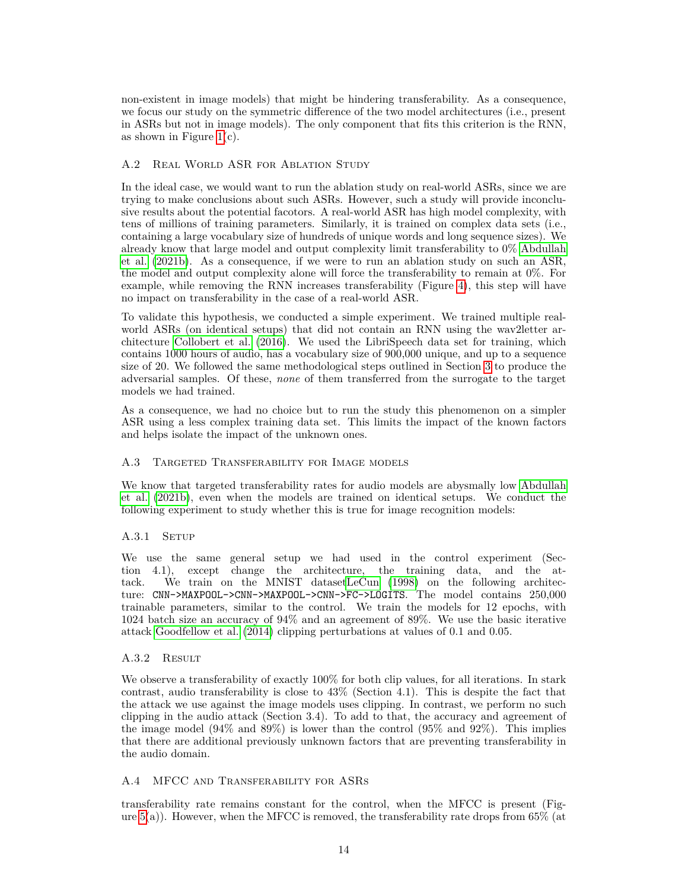non-existent in image models) that might be hindering transferability. As a consequence, we focus our study on the symmetric difference of the two model architectures (i.e., present in ASRs but not in image models). The only component that fits this criterion is the RNN, as shown in Figure 1(c).

### A.2 Real World ASR for Ablation Study

In the ideal case, we would want to run the ablation study on real-world ASRs, since we are trying to make conclusions about such ASRs. However, such a study will provide inconclusive results about the potential facotors. A real-world ASR has high model complexity, with tens of millions of training parameters. Similarly, it is trained on complex data sets (i.e., containing a large vocabulary size of hundreds of unique words and long sequence sizes). We already know that large model and output complexity limit transferability to 0% Abdullah et al. (2021b). As a consequence, if we were to run an ablation study on such an ASR, the model and output complexity alone will force the transferability to remain at 0%. For example, while removing the RNN increases transferability (Figure 4), this step will have no impact on transferability in the case of a real-world ASR.

To validate this hypothesis, we conducted a simple experiment. We trained multiple real-world ASRs (on identical setups) that did not contain an RNN using the wav2letter architecture Collobert et al. (2016). We used the LibriSpeech data set for training, which contains 1000 hours of audio, has a vocabulary size of 900,000 unique, and up to a sequence size of 20. We followed the same methodological steps outlined in Section 3 to produce the adversarial samples. Of these, *none* of them transferred from the surrogate to the target models we had trained.

As a consequence, we had no choice but to run the study this phenomenon on a simpler ASR using a less complex training data set. This limits the impact of the known factors and helps isolate the impact of the unknown ones.

### A.3 Targeted Transferability for Image models

We know that targeted transferability rates for audio models are abysmally low Abdullah et al. (2021b), even when the models are trained on identical setups. We conduct the following experiment to study whether this is true for image recognition models:

#### A.3.1 Setup

We use the same general setup we had used in the control experiment (Section 4.1), except change the architecture, the training data, and the attack. We train on the MNIST datasetLeCun (1998) on the following architecture: `CNN->MAXPOOL->CNN->MAXPOOL->CNN->FC->LOGITS`. The model contains 250,000 trainable parameters, similar to the control. We train the models for 12 epochs, with 1024 batch size an accuracy of 94% and an agreement of 89%. We use the basic iterative attack Goodfellow et al. (2014) clipping perturbations at values of 0.1 and 0.05.

#### A.3.2 Result

We observe a transferability of exactly 100% for both clip values, for all iterations. In stark contrast, audio transferability is close to 43% (Section 4.1). This is despite the fact that the attack we use against the image models uses clipping. In contrast, we perform no such clipping in the audio attack (Section 3.4). To add to that, the accuracy and agreement of the image model (94% and 89%) is lower than the control (95% and 92%). This implies that there are additional previously unknown factors that are preventing transferability in the audio domain.

### A.4 MFCC and Transferability for ASRs

transferability rate remains constant for the control, when the MFCC is present (Figure 5(a)). However, when the MFCC is removed, the transferability rate drops from 65% (at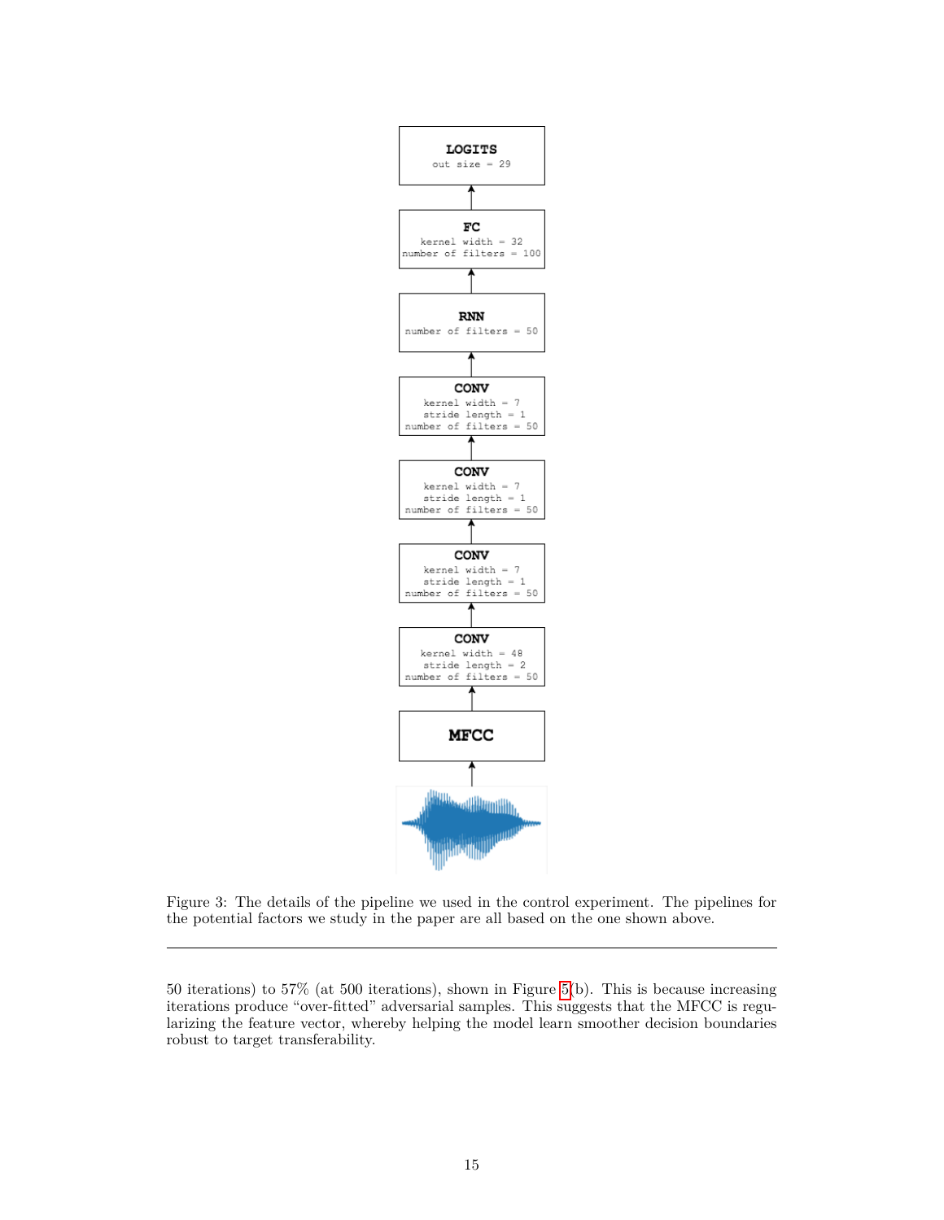LOGITS
out size = 29

FC
kernel width = 32
number of filters = 100

RNN
number of filters = 50

CONV
kernel width = 7
stride length = 1
number of filters = 50

CONV
kernel width = 7
stride length = 1
number of filters = 50

CONV
kernel width = 7
stride length = 1
number of filters = 50

CONV
kernel width = 48
stride length = 2
number of filters = 50

MFCC

Figure 3: The details of the pipeline we used in the control experiment. The pipelines for the potential factors we study in the paper are all based on the one shown above.

---

50 iterations) to 57% (at 500 iterations), shown in Figure 5(b). This is because increasing iterations produce "over-fitted" adversarial samples. This suggests that the MFCC is regularizing the feature vector, whereby helping the model learn smoother decision boundaries robust to target transferability.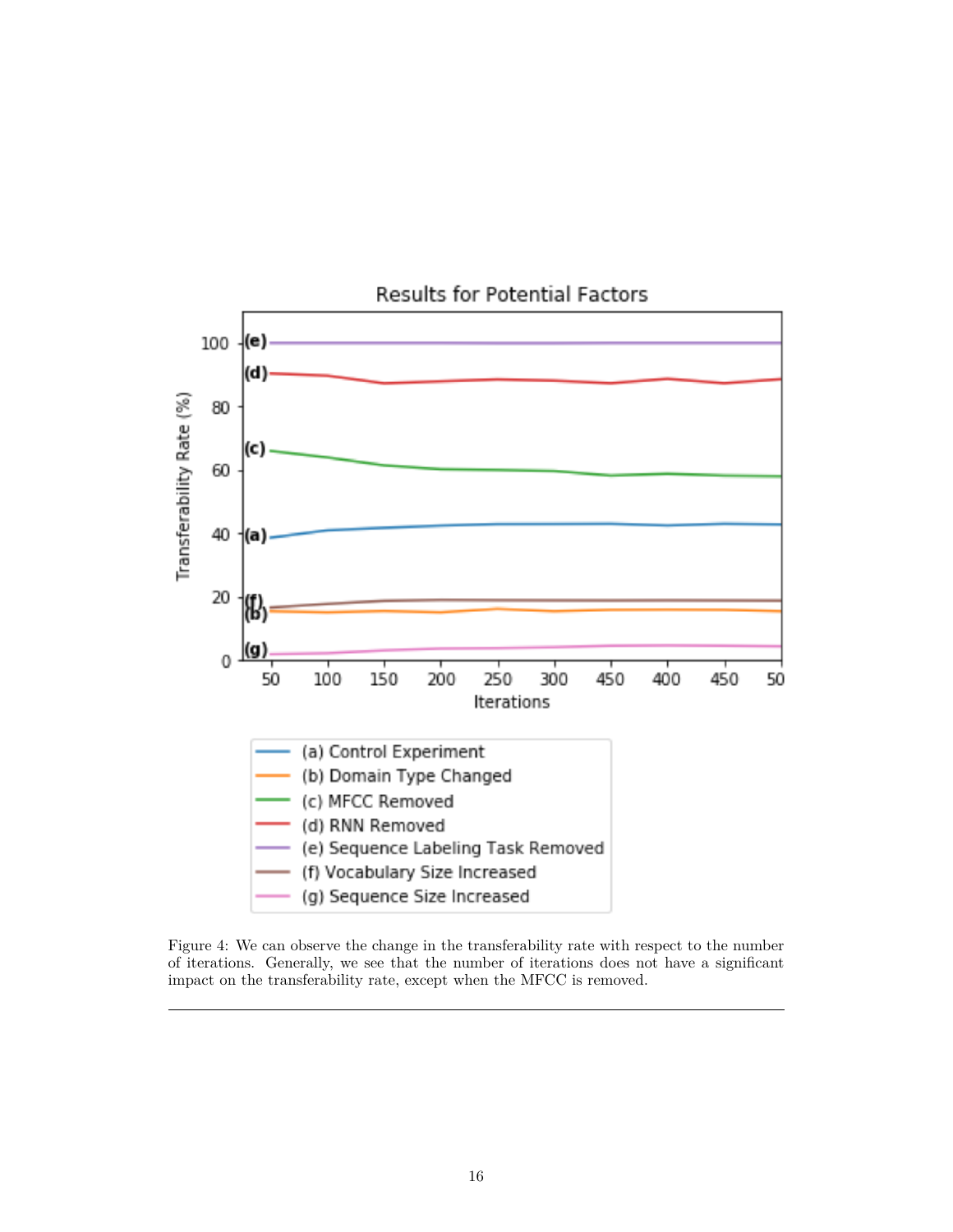Figure 4: We can observe the change in the transferability rate with respect to the number of iterations. Generally, we see that the number of iterations does not have a significant impact on the transferability rate, except when the MFCC is removed.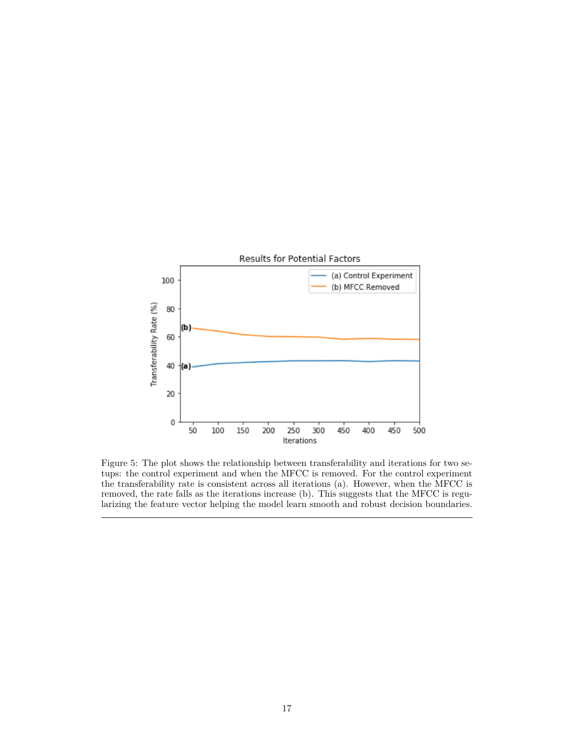Results for Potential Factors

(a) Control Experiment

(b) MFCC Removed

Transferability Rate (%)

0
20
40
60
80
100

(b)

(a)

Iterations

50 100 150 200 250 300 450 400 450 500

Figure 5: The plot shows the relationship between transferability and iterations for two setups: the control experiment and when the MFCC is removed. For the control experiment the transferability rate is consistent across all iterations (a). However, when the MFCC is removed, the rate falls as the iterations increase (b). This suggests that the MFCC is regularizing the feature vector helping the model learn smooth and robust decision boundaries.